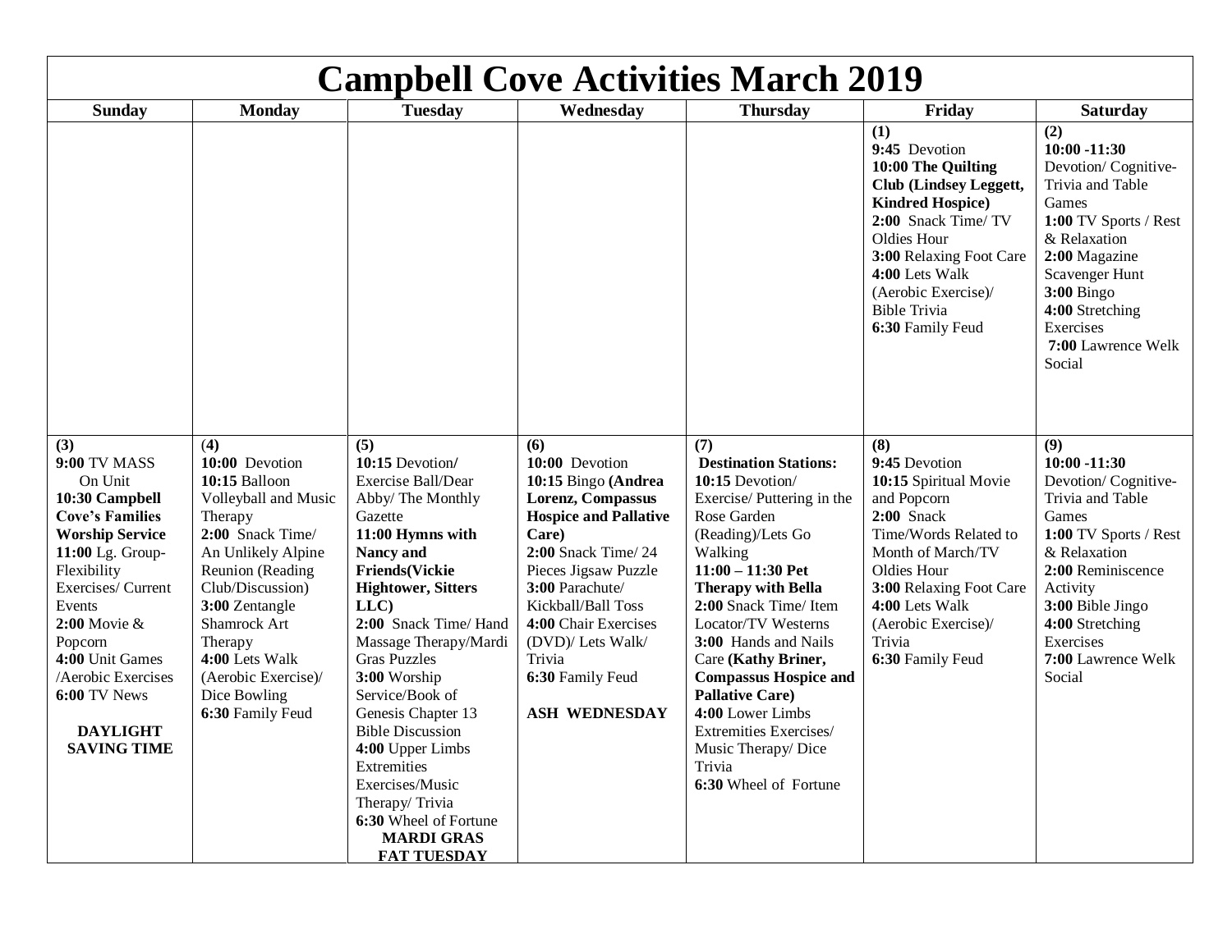# Campbell Cove Activities March 2019

| Sunday | Monday | Tuesday | Wednesday | Thursday | Friday | Saturday |
|---|---|---|---|---|---|---|
| | | | | | **(1)**<br>**9:45** Devotion<br>**10:00 The Quilting Club (Lindsey Leggett, Kindred Hospice)**<br>**2:00** Snack Time/ TV Oldies Hour<br>**3:00** Relaxing Foot Care<br>**4:00** Lets Walk (Aerobic Exercise)/ Bible Trivia<br>**6:30** Family Feud | **(2)**<br>**10:00 -11:30** Devotion/ Cognitive-Trivia and Table Games<br>**1:00** TV Sports / Rest & Relaxation<br>**2:00** Magazine Scavenger Hunt<br>**3:00** Bingo<br>**4:00** Stretching Exercises<br>**7:00** Lawrence Welk Social |
| **(3)**<br>**9:00** TV MASS On Unit<br>**10:30 Campbell Cove's Families Worship Service**<br>**11:00** Lg. Group-Flexibility Exercises/ Current Events<br>**2:00** Movie & Popcorn<br>**4:00** Unit Games /Aerobic Exercises<br>**6:00** TV News<br><br>**DAYLIGHT SAVING TIME** | **(4)**<br>**10:00** Devotion<br>**10:15** Balloon Volleyball and Music Therapy<br>**2:00** Snack Time/ An Unlikely Alpine Reunion (Reading Club/Discussion)<br>**3:00** Zentangle Shamrock Art Therapy<br>**4:00** Lets Walk (Aerobic Exercise)/ Dice Bowling<br>**6:30** Family Feud | **(5)**<br>**10:15** Devotion/ Exercise Ball/Dear Abby/ The Monthly Gazette<br>**11:00 Hymns with Nancy and Friends(Vickie Hightower, Sitters LLC)**<br>**2:00** Snack Time/ Hand Massage Therapy/Mardi Gras Puzzles<br>**3:00** Worship Service/Book of Genesis Chapter 13 Bible Discussion<br>**4:00** Upper Limbs Extremities Exercises/Music Therapy/ Trivia<br>**6:30** Wheel of Fortune<br>**MARDI GRAS FAT TUESDAY** | **(6)**<br>**10:00** Devotion<br>**10:15** Bingo **(Andrea Lorenz, Compassus Hospice and Pallative Care)**<br>**2:00** Snack Time/ 24 Pieces Jigsaw Puzzle<br>**3:00** Parachute/ Kickball/Ball Toss<br>**4:00** Chair Exercises (DVD)/ Lets Walk/ Trivia<br>**6:30** Family Feud<br><br>**ASH WEDNESDAY** | **(7)**<br>**Destination Stations:**<br>**10:15** Devotion/ Exercise/ Puttering in the Rose Garden (Reading)/Lets Go Walking<br>**11:00 – 11:30 Pet Therapy with Bella**<br>**2:00** Snack Time/ Item Locator/TV Westerns<br>**3:00** Hands and Nails Care **(Kathy Briner, Compassus Hospice and Pallative Care)**<br>**4:00** Lower Limbs Extremities Exercises/ Music Therapy/ Dice Trivia<br>**6:30** Wheel of Fortune | **(8)**<br>**9:45** Devotion<br>**10:15** Spiritual Movie and Popcorn<br>**2:00** Snack Time/Words Related to Month of March/TV Oldies Hour<br>**3:00** Relaxing Foot Care<br>**4:00** Lets Walk (Aerobic Exercise)/ Trivia<br>**6:30** Family Feud | **(9)**<br>**10:00 -11:30** Devotion/ Cognitive-Trivia and Table Games<br>**1:00** TV Sports / Rest & Relaxation<br>**2:00** Reminiscence Activity<br>**3:00** Bible Jingo<br>**4:00** Stretching Exercises<br>**7:00** Lawrence Welk Social |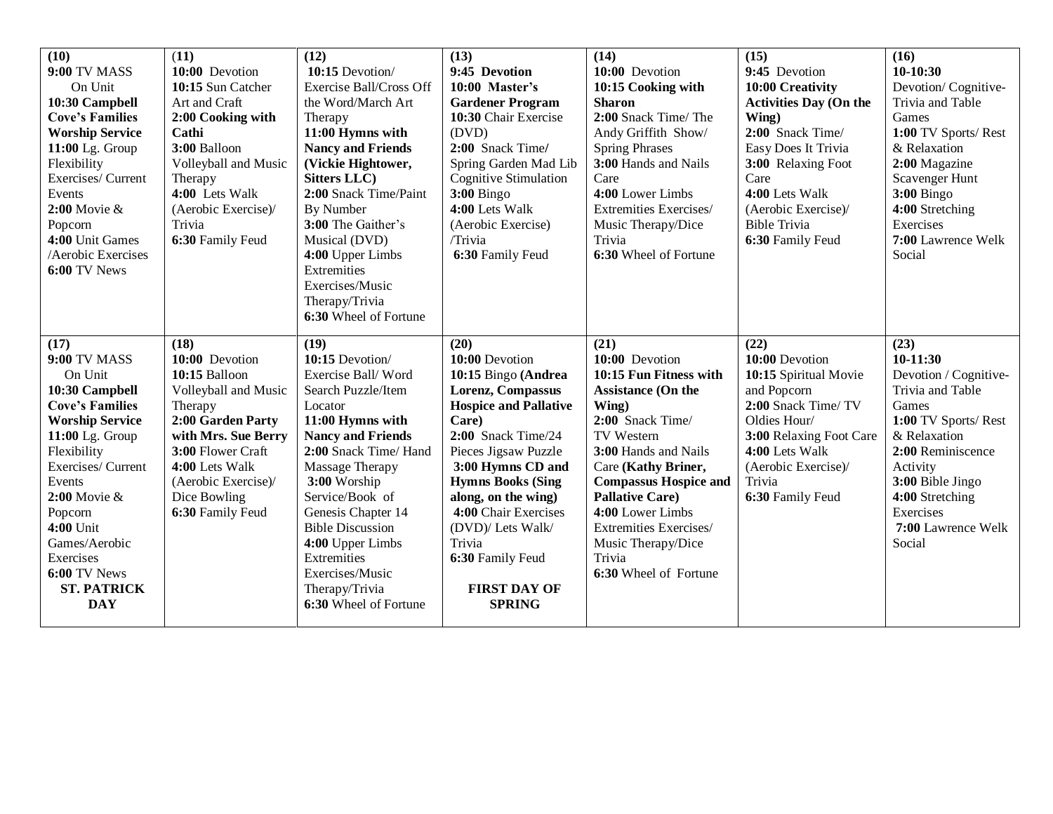| | | | | | | |
|---|---|---|---|---|---|---|
| **(10)**<br>**9:00** TV MASS On Unit<br>**10:30 Campbell Cove's Families Worship Service**<br>**11:00** Lg. Group Flexibility Exercises/ Current Events<br>**2:00** Movie & Popcorn<br>**4:00** Unit Games /Aerobic Exercises<br>**6:00** TV News | **(11)**<br>**10:00** Devotion<br>**10:15** Sun Catcher Art and Craft<br>**2:00 Cooking with Cathi**<br>**3:00** Balloon Volleyball and Music Therapy<br>**4:00** Lets Walk (Aerobic Exercise)/ Trivia<br>**6:30** Family Feud | **(12)**<br>**10:15** Devotion/ Exercise Ball/Cross Off the Word/March Art Therapy<br>**11:00 Hymns with Nancy and Friends (Vickie Hightower, Sitters LLC)**<br>**2:00** Snack Time/Paint By Number<br>**3:00** The Gaither's Musical (DVD)<br>**4:00** Upper Limbs Extremities Exercises/Music Therapy/Trivia<br>**6:30** Wheel of Fortune | **(13)**<br>**9:45 Devotion**<br>**10:00 Master's Gardener Program**<br>**10:30** Chair Exercise (DVD)<br>**2:00** Snack Time/ Spring Garden Mad Lib Cognitive Stimulation<br>**3:00** Bingo<br>**4:00** Lets Walk (Aerobic Exercise) /Trivia<br>**6:30** Family Feud | **(14)**<br>**10:00** Devotion<br>**10:15 Cooking with Sharon**<br>**2:00** Snack Time/ The Andy Griffith Show/ Spring Phrases<br>**3:00** Hands and Nails Care<br>**4:00** Lower Limbs Extremities Exercises/ Music Therapy/Dice Trivia<br>**6:30** Wheel of Fortune | **(15)**<br>**9:45** Devotion<br>**10:00 Creativity Activities Day (On the Wing)**<br>**2:00** Snack Time/ Easy Does It Trivia<br>**3:00** Relaxing Foot Care<br>**4:00** Lets Walk (Aerobic Exercise)/ Bible Trivia<br>**6:30** Family Feud | **(16)**<br>**10-10:30** Devotion/ Cognitive-Trivia and Table Games<br>**1:00** TV Sports/ Rest & Relaxation<br>**2:00** Magazine Scavenger Hunt<br>**3:00** Bingo<br>**4:00** Stretching Exercises<br>**7:00** Lawrence Welk Social |
| **(17)**<br>**9:00** TV MASS On Unit<br>**10:30 Campbell Cove's Families Worship Service**<br>**11:00** Lg. Group Flexibility Exercises/ Current Events<br>**2:00** Movie & Popcorn<br>**4:00** Unit Games/Aerobic Exercises<br>**6:00** TV News<br>**ST. PATRICK DAY** | **(18)**<br>**10:00** Devotion<br>**10:15** Balloon Volleyball and Music Therapy<br>**2:00 Garden Party with Mrs. Sue Berry**<br>**3:00** Flower Craft<br>**4:00** Lets Walk (Aerobic Exercise)/ Dice Bowling<br>**6:30** Family Feud | **(19)**<br>**10:15** Devotion/ Exercise Ball/ Word Search Puzzle/Item Locator<br>**11:00 Hymns with Nancy and Friends**<br>**2:00** Snack Time/ Hand Massage Therapy<br>**3:00** Worship Service/Book of Genesis Chapter 14 Bible Discussion<br>**4:00** Upper Limbs Extremities Exercises/Music Therapy/Trivia<br>**6:30** Wheel of Fortune | **(20)**<br>**10:00** Devotion<br>**10:15** Bingo **(Andrea Lorenz, Compassus Hospice and Pallative Care)**<br>**2:00** Snack Time/24 Pieces Jigsaw Puzzle<br>**3:00 Hymns CD and Hymns Books (Sing along, on the wing)**<br>**4:00** Chair Exercises (DVD)/ Lets Walk/ Trivia<br>**6:30** Family Feud<br>**FIRST DAY OF SPRING** | **(21)**<br>**10:00** Devotion<br>**10:15 Fun Fitness with Assistance (On the Wing)**<br>**2:00** Snack Time/ TV Western<br>**3:00** Hands and Nails Care **(Kathy Briner, Compassus Hospice and Pallative Care)**<br>**4:00** Lower Limbs Extremities Exercises/ Music Therapy/Dice Trivia<br>**6:30** Wheel of Fortune | **(22)**<br>**10:00** Devotion<br>**10:15** Spiritual Movie and Popcorn<br>**2:00** Snack Time/ TV Oldies Hour/<br>**3:00** Relaxing Foot Care<br>**4:00** Lets Walk (Aerobic Exercise)/ Trivia<br>**6:30** Family Feud | **(23)**<br>**10-11:30** Devotion / Cognitive-Trivia and Table Games<br>**1:00** TV Sports/ Rest & Relaxation<br>**2:00** Reminiscence Activity<br>**3:00** Bible Jingo<br>**4:00** Stretching Exercises<br>**7:00** Lawrence Welk Social |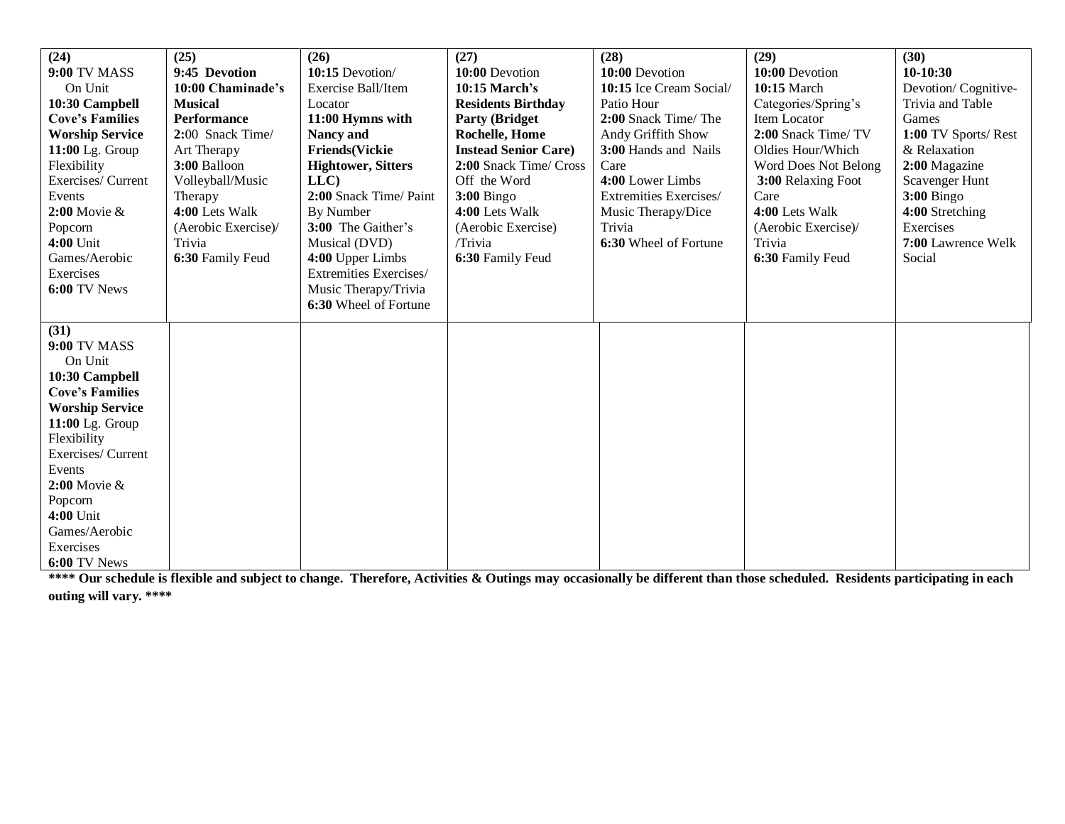| | | | | | | |
|---|---|---|---|---|---|---|
| **(24)**<br>**9:00** TV MASS On Unit<br>**10:30 Campbell Cove's Families Worship Service**<br>**11:00** Lg. Group Flexibility Exercises/ Current Events<br>**2:00** Movie & Popcorn<br>**4:00** Unit Games/Aerobic Exercises<br>**6:00** TV News | **(25)**<br>**9:45 Devotion**<br>**10:00 Chaminade's Musical Performance**<br>**2:**00 Snack Time/ Art Therapy<br>**3:00** Balloon Volleyball/Music Therapy<br>**4:00** Lets Walk (Aerobic Exercise)/ Trivia<br>**6:30** Family Feud | **(26)**<br>**10:15** Devotion/ Exercise Ball/Item Locator<br>**11:00 Hymns with Nancy and Friends(Vickie Hightower, Sitters LLC)**<br>**2:00** Snack Time/ Paint By Number<br>**3:00** The Gaither's Musical (DVD)<br>**4:00** Upper Limbs Extremities Exercises/ Music Therapy/Trivia<br>**6:30** Wheel of Fortune | **(27)**<br>**10:00** Devotion<br>**10:15 March's Residents Birthday Party (Bridget Rochelle, Home Instead Senior Care)**<br>**2:00** Snack Time/ Cross Off the Word<br>**3:00** Bingo<br>**4:00** Lets Walk (Aerobic Exercise) /Trivia<br>**6:30** Family Feud | **(28)**<br>**10:00** Devotion<br>**10:15** Ice Cream Social/ Patio Hour<br>**2:00** Snack Time/ The Andy Griffith Show<br>**3:00** Hands and Nails Care<br>**4:00** Lower Limbs Extremities Exercises/ Music Therapy/Dice Trivia<br>**6:30** Wheel of Fortune | **(29)**<br>**10:00** Devotion<br>**10:15** March Categories/Spring's Item Locator<br>**2:00** Snack Time/ TV Oldies Hour/Which Word Does Not Belong<br>**3:00** Relaxing Foot Care<br>**4:00** Lets Walk (Aerobic Exercise)/ Trivia<br>**6:30** Family Feud | **(30)**<br>**10-10:30** Devotion/ Cognitive-Trivia and Table Games<br>**1:00** TV Sports/ Rest & Relaxation<br>**2:00** Magazine Scavenger Hunt<br>**3:00** Bingo<br>**4:00** Stretching Exercises<br>**7:00** Lawrence Welk Social |
| **(31)**<br>**9:00** TV MASS On Unit<br>**10:30 Campbell Cove's Families Worship Service**<br>**11:00** Lg. Group Flexibility Exercises/ Current Events<br>**2:00** Movie & Popcorn<br>**4:00** Unit Games/Aerobic Exercises<br>**6:00** TV News | | | | | | |

**\*\*\*\* Our schedule is flexible and subject to change. Therefore, Activities & Outings may occasionally be different than those scheduled. Residents participating in each outing will vary. \*\*\*\***